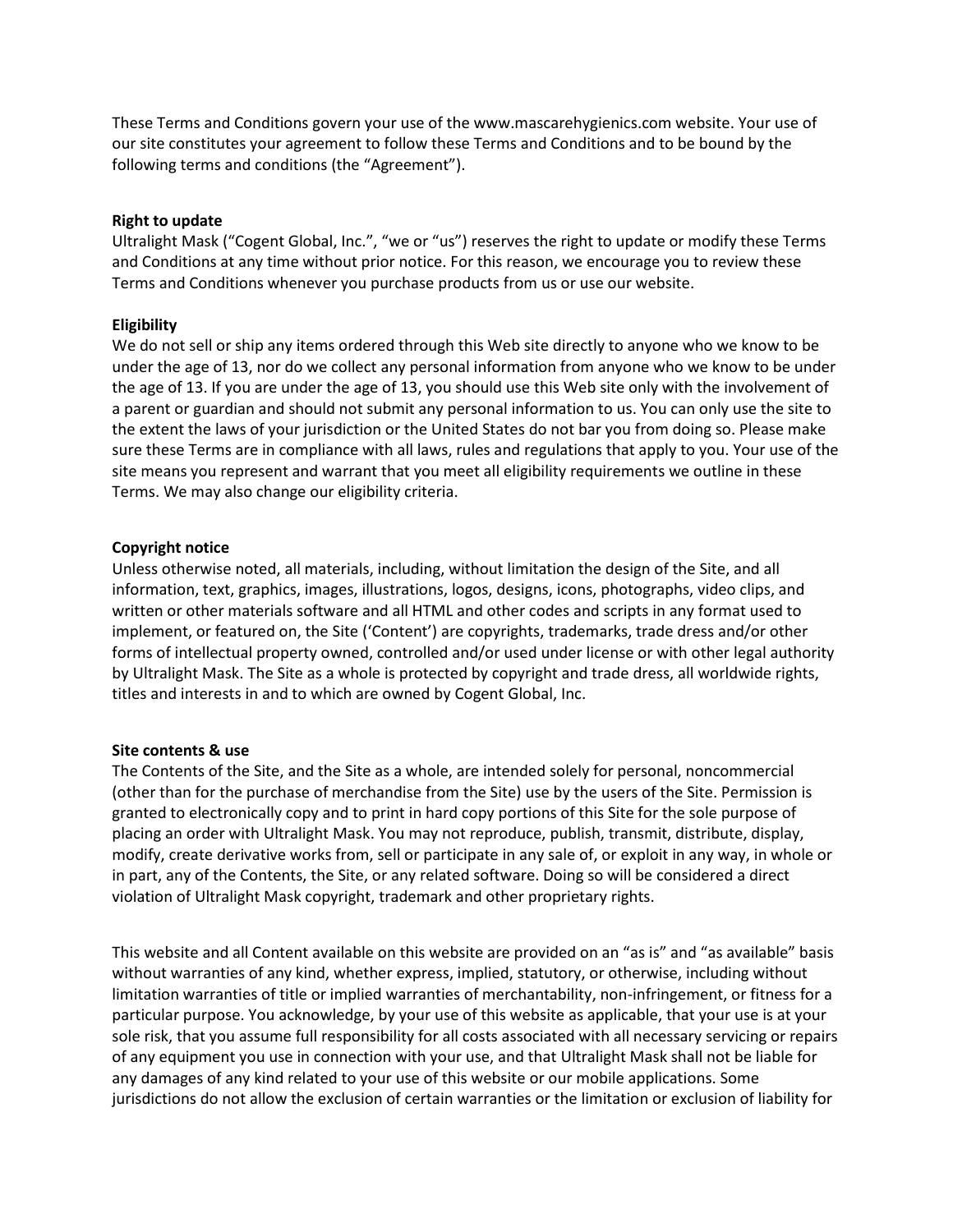These Terms and Conditions govern your use of the www.mascarehygienics.com website. Your use of our site constitutes your agreement to follow these Terms and Conditions and to be bound by the following terms and conditions (the "Agreement").

**Right to update**

Ultralight Mask ("Cogent Global, Inc.", "we or "us") reserves the right to update or modify these Terms and Conditions at any time without prior notice. For this reason, we encourage you to review these Terms and Conditions whenever you purchase products from us or use our website.

**Eligibility**

We do not sell or ship any items ordered through this Web site directly to anyone who we know to be under the age of 13, nor do we collect any personal information from anyone who we know to be under the age of 13. If you are under the age of 13, you should use this Web site only with the involvement of a parent or guardian and should not submit any personal information to us. You can only use the site to the extent the laws of your jurisdiction or the United States do not bar you from doing so. Please make sure these Terms are in compliance with all laws, rules and regulations that apply to you. Your use of the site means you represent and warrant that you meet all eligibility requirements we outline in these Terms. We may also change our eligibility criteria.

**Copyright notice**

Unless otherwise noted, all materials, including, without limitation the design of the Site, and all information, text, graphics, images, illustrations, logos, designs, icons, photographs, video clips, and written or other materials software and all HTML and other codes and scripts in any format used to implement, or featured on, the Site ('Content') are copyrights, trademarks, trade dress and/or other forms of intellectual property owned, controlled and/or used under license or with other legal authority by Ultralight Mask. The Site as a whole is protected by copyright and trade dress, all worldwide rights, titles and interests in and to which are owned by Cogent Global, Inc.

**Site contents & use**

The Contents of the Site, and the Site as a whole, are intended solely for personal, noncommercial (other than for the purchase of merchandise from the Site) use by the users of the Site. Permission is granted to electronically copy and to print in hard copy portions of this Site for the sole purpose of placing an order with Ultralight Mask. You may not reproduce, publish, transmit, distribute, display, modify, create derivative works from, sell or participate in any sale of, or exploit in any way, in whole or in part, any of the Contents, the Site, or any related software. Doing so will be considered a direct violation of Ultralight Mask copyright, trademark and other proprietary rights.

This website and all Content available on this website are provided on an "as is" and "as available" basis without warranties of any kind, whether express, implied, statutory, or otherwise, including without limitation warranties of title or implied warranties of merchantability, non-infringement, or fitness for a particular purpose. You acknowledge, by your use of this website as applicable, that your use is at your sole risk, that you assume full responsibility for all costs associated with all necessary servicing or repairs of any equipment you use in connection with your use, and that Ultralight Mask shall not be liable for any damages of any kind related to your use of this website or our mobile applications. Some jurisdictions do not allow the exclusion of certain warranties or the limitation or exclusion of liability for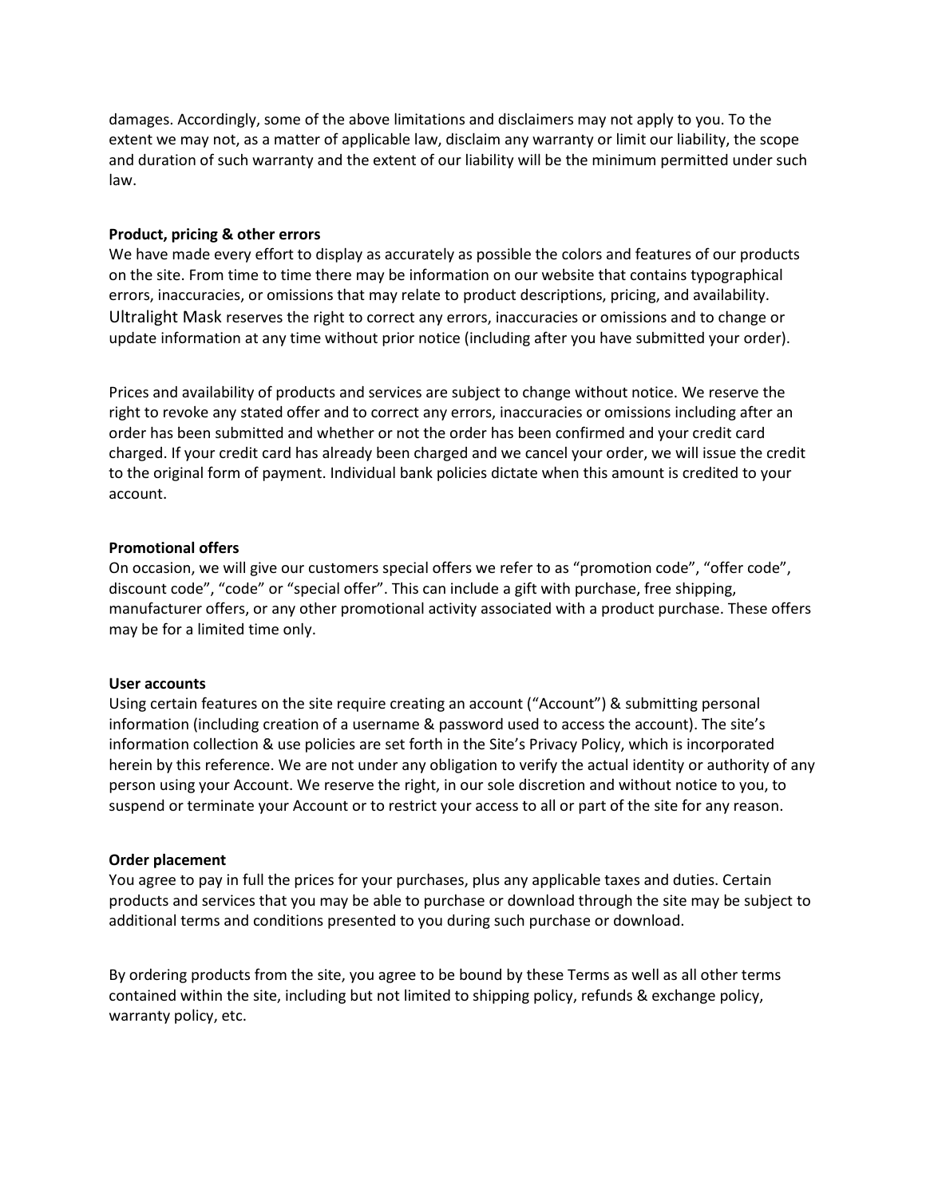damages. Accordingly, some of the above limitations and disclaimers may not apply to you. To the extent we may not, as a matter of applicable law, disclaim any warranty or limit our liability, the scope and duration of such warranty and the extent of our liability will be the minimum permitted under such law.

**Product, pricing & other errors**

We have made every effort to display as accurately as possible the colors and features of our products on the site. From time to time there may be information on our website that contains typographical errors, inaccuracies, or omissions that may relate to product descriptions, pricing, and availability. Ultralight Mask reserves the right to correct any errors, inaccuracies or omissions and to change or update information at any time without prior notice (including after you have submitted your order).

Prices and availability of products and services are subject to change without notice. We reserve the right to revoke any stated offer and to correct any errors, inaccuracies or omissions including after an order has been submitted and whether or not the order has been confirmed and your credit card charged. If your credit card has already been charged and we cancel your order, we will issue the credit to the original form of payment. Individual bank policies dictate when this amount is credited to your account.

**Promotional offers**

On occasion, we will give our customers special offers we refer to as "promotion code", "offer code", discount code", "code" or "special offer". This can include a gift with purchase, free shipping, manufacturer offers, or any other promotional activity associated with a product purchase. These offers may be for a limited time only.

**User accounts**

Using certain features on the site require creating an account ("Account") & submitting personal information (including creation of a username & password used to access the account). The site's information collection & use policies are set forth in the Site's Privacy Policy, which is incorporated herein by this reference. We are not under any obligation to verify the actual identity or authority of any person using your Account. We reserve the right, in our sole discretion and without notice to you, to suspend or terminate your Account or to restrict your access to all or part of the site for any reason.

**Order placement**

You agree to pay in full the prices for your purchases, plus any applicable taxes and duties. Certain products and services that you may be able to purchase or download through the site may be subject to additional terms and conditions presented to you during such purchase or download.

By ordering products from the site, you agree to be bound by these Terms as well as all other terms contained within the site, including but not limited to shipping policy, refunds & exchange policy, warranty policy, etc.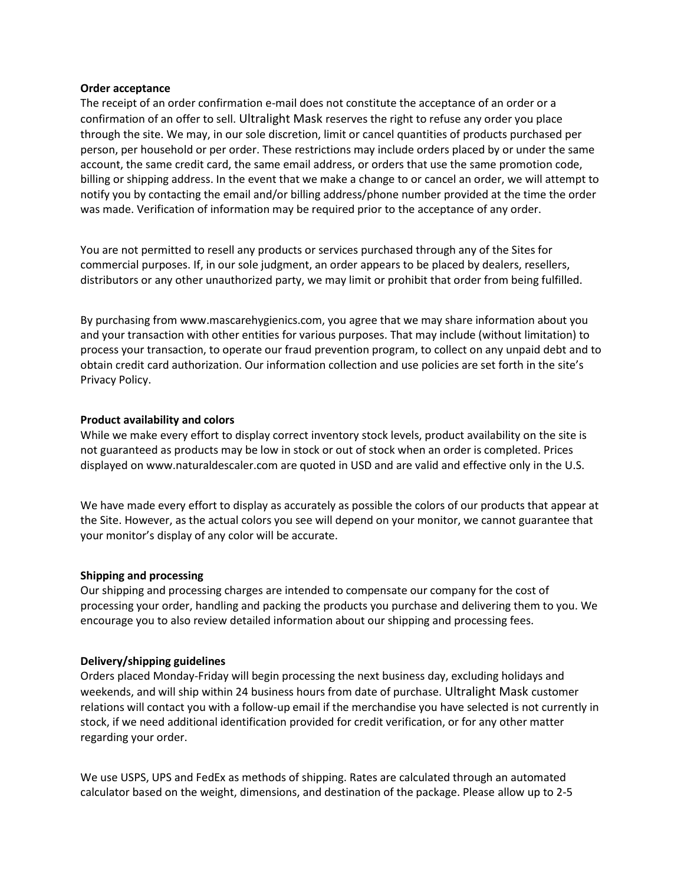**Order acceptance**

The receipt of an order confirmation e-mail does not constitute the acceptance of an order or a confirmation of an offer to sell. Ultralight Mask reserves the right to refuse any order you place through the site. We may, in our sole discretion, limit or cancel quantities of products purchased per person, per household or per order. These restrictions may include orders placed by or under the same account, the same credit card, the same email address, or orders that use the same promotion code, billing or shipping address. In the event that we make a change to or cancel an order, we will attempt to notify you by contacting the email and/or billing address/phone number provided at the time the order was made. Verification of information may be required prior to the acceptance of any order.

You are not permitted to resell any products or services purchased through any of the Sites for commercial purposes. If, in our sole judgment, an order appears to be placed by dealers, resellers, distributors or any other unauthorized party, we may limit or prohibit that order from being fulfilled.

By purchasing from www.mascarehygienics.com, you agree that we may share information about you and your transaction with other entities for various purposes. That may include (without limitation) to process your transaction, to operate our fraud prevention program, to collect on any unpaid debt and to obtain credit card authorization. Our information collection and use policies are set forth in the site's Privacy Policy.

**Product availability and colors**

While we make every effort to display correct inventory stock levels, product availability on the site is not guaranteed as products may be low in stock or out of stock when an order is completed. Prices displayed on www.naturaldescaler.com are quoted in USD and are valid and effective only in the U.S.

We have made every effort to display as accurately as possible the colors of our products that appear at the Site. However, as the actual colors you see will depend on your monitor, we cannot guarantee that your monitor's display of any color will be accurate.

**Shipping and processing**

Our shipping and processing charges are intended to compensate our company for the cost of processing your order, handling and packing the products you purchase and delivering them to you. We encourage you to also review detailed information about our shipping and processing fees.

**Delivery/shipping guidelines**

Orders placed Monday-Friday will begin processing the next business day, excluding holidays and weekends, and will ship within 24 business hours from date of purchase. Ultralight Mask customer relations will contact you with a follow-up email if the merchandise you have selected is not currently in stock, if we need additional identification provided for credit verification, or for any other matter regarding your order.

We use USPS, UPS and FedEx as methods of shipping. Rates are calculated through an automated calculator based on the weight, dimensions, and destination of the package. Please allow up to 2-5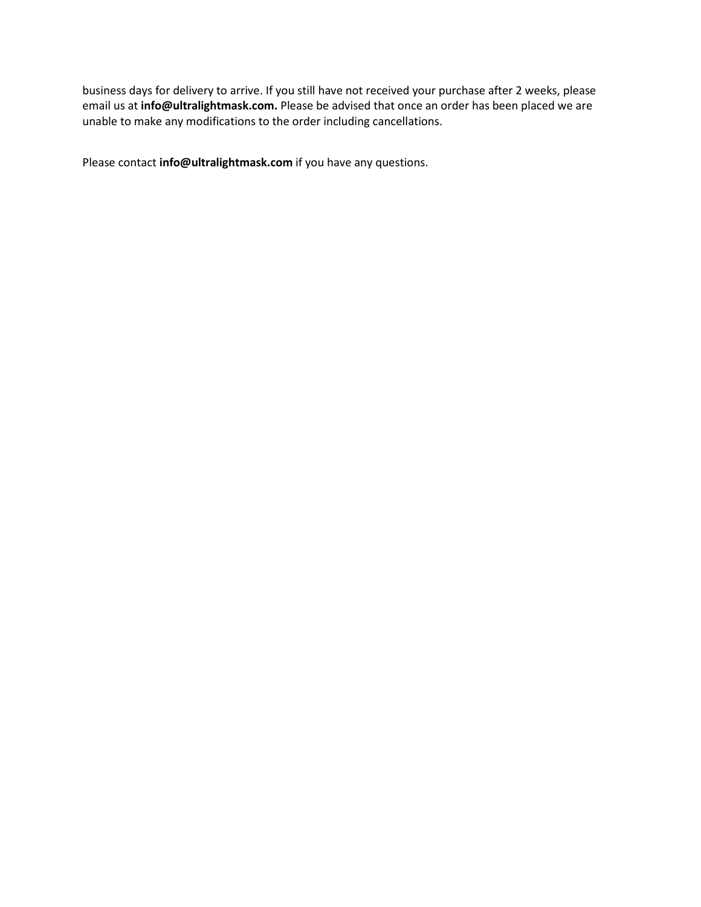business days for delivery to arrive. If you still have not received your purchase after 2 weeks, please email us at **info@ultralightmask.com.** Please be advised that once an order has been placed we are unable to make any modifications to the order including cancellations.

Please contact **info@ultralightmask.com** if you have any questions.